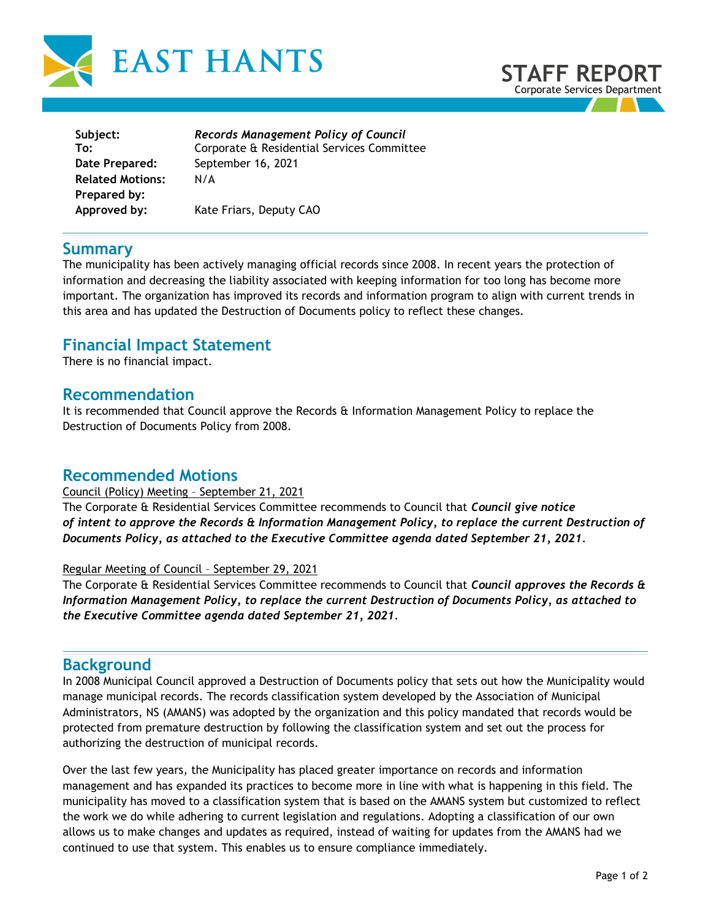# EAST HANTS

## STAFF REPORT
Corporate Services Department

**Subject:** ***Records Management Policy of Council***
**To:** Corporate & Residential Services Committee
**Date Prepared:** September 16, 2021
**Related Motions:** N/A
**Prepared by:**
**Approved by:** Kate Friars, Deputy CAO

## Summary

The municipality has been actively managing official records since 2008. In recent years the protection of information and decreasing the liability associated with keeping information for too long has become more important. The organization has improved its records and information program to align with current trends in this area and has updated the Destruction of Documents policy to reflect these changes.

## Financial Impact Statement

There is no financial impact.

## Recommendation

It is recommended that Council approve the Records & Information Management Policy to replace the Destruction of Documents Policy from 2008.

## Recommended Motions

Council (Policy) Meeting – September 21, 2021

The Corporate & Residential Services Committee recommends to Council that ***Council give notice of intent to approve the Records & Information Management Policy, to replace the current Destruction of Documents Policy, as attached to the Executive Committee agenda dated September 21, 2021.***

Regular Meeting of Council – September 29, 2021

The Corporate & Residential Services Committee recommends to Council that ***Council approves the Records & Information Management Policy, to replace the current Destruction of Documents Policy, as attached to the Executive Committee agenda dated September 21, 2021.***

## Background

In 2008 Municipal Council approved a Destruction of Documents policy that sets out how the Municipality would manage municipal records. The records classification system developed by the Association of Municipal Administrators, NS (AMANS) was adopted by the organization and this policy mandated that records would be protected from premature destruction by following the classification system and set out the process for authorizing the destruction of municipal records.

Over the last few years, the Municipality has placed greater importance on records and information management and has expanded its practices to become more in line with what is happening in this field. The municipality has moved to a classification system that is based on the AMANS system but customized to reflect the work we do while adhering to current legislation and regulations. Adopting a classification of our own allows us to make changes and updates as required, instead of waiting for updates from the AMANS had we continued to use that system. This enables us to ensure compliance immediately.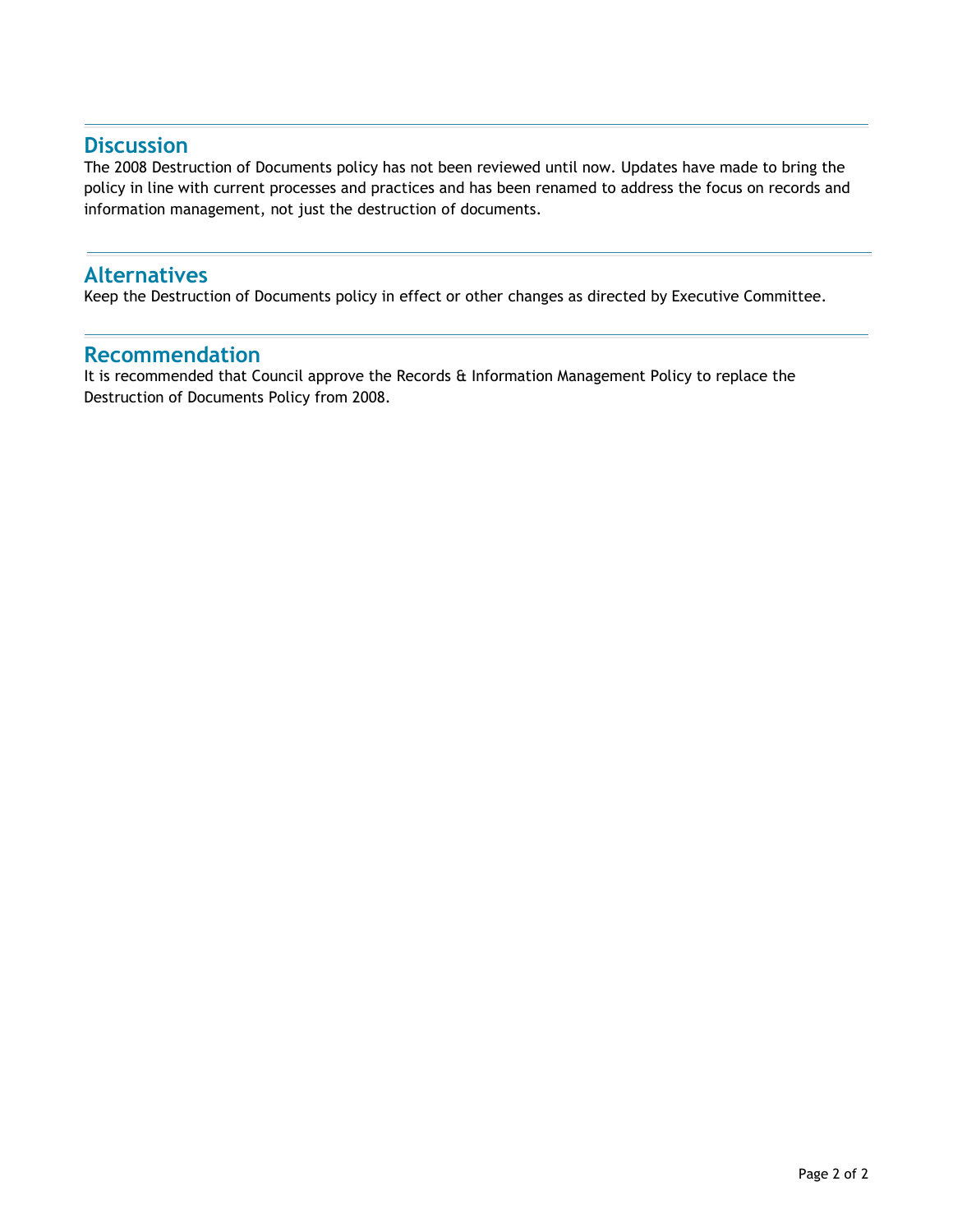## Discussion

The 2008 Destruction of Documents policy has not been reviewed until now. Updates have made to bring the policy in line with current processes and practices and has been renamed to address the focus on records and information management, not just the destruction of documents.

## Alternatives

Keep the Destruction of Documents policy in effect or other changes as directed by Executive Committee.

## Recommendation

It is recommended that Council approve the Records & Information Management Policy to replace the Destruction of Documents Policy from 2008.